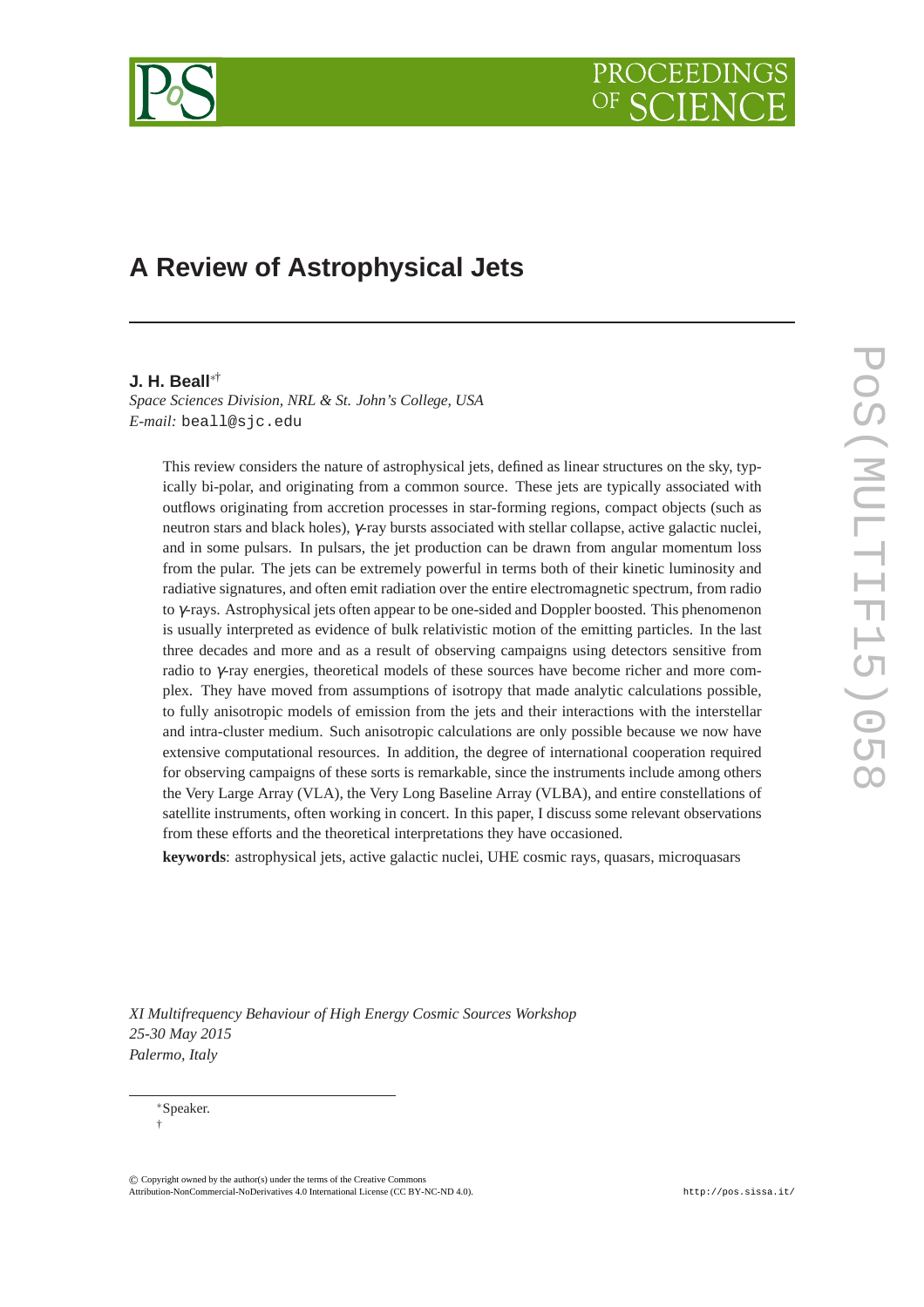# A Review of Astrophysical Jets

**J. H. Beall***†

*Space Sciences Division, NRL & St. John's College, USA*
*E-mail:* beall@sjc.edu

This review considers the nature of astrophysical jets, defined as linear structures on the sky, typically bi-polar, and originating from a common source. These jets are typically associated with outflows originating from accretion processes in star-forming regions, compact objects (such as neutron stars and black holes), $\gamma$-ray bursts associated with stellar collapse, active galactic nuclei, and in some pulsars. In pulsars, the jet production can be drawn from angular momentum loss from the pular. The jets can be extremely powerful in terms both of their kinetic luminosity and radiative signatures, and often emit radiation over the entire electromagnetic spectrum, from radio to $\gamma$-rays. Astrophysical jets often appear to be one-sided and Doppler boosted. This phenomenon is usually interpreted as evidence of bulk relativistic motion of the emitting particles. In the last three decades and more and as a result of observing campaigns using detectors sensitive from radio to $\gamma$-ray energies, theoretical models of these sources have become richer and more complex. They have moved from assumptions of isotropy that made analytic calculations possible, to fully anisotropic models of emission from the jets and their interactions with the interstellar and intra-cluster medium. Such anisotropic calculations are only possible because we now have extensive computational resources. In addition, the degree of international cooperation required for observing campaigns of these sorts is remarkable, since the instruments include among others the Very Large Array (VLA), the Very Long Baseline Array (VLBA), and entire constellations of satellite instruments, often working in concert. In this paper, I discuss some relevant observations from these efforts and the theoretical interpretations they have occasioned.

**keywords**: astrophysical jets, active galactic nuclei, UHE cosmic rays, quasars, microquasars

*XI Multifrequency Behaviour of High Energy Cosmic Sources Workshop*
*25-30 May 2015*
*Palermo, Italy*

*Speaker.
†

© Copyright owned by the author(s) under the terms of the Creative Commons Attribution-NonCommercial-NoDerivatives 4.0 International License (CC BY-NC-ND 4.0).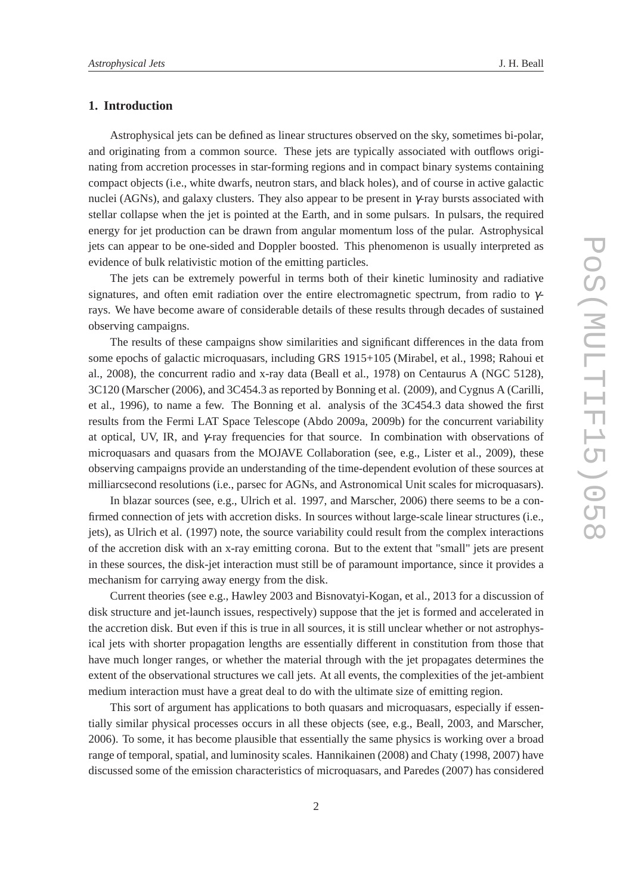## 1. Introduction

Astrophysical jets can be defined as linear structures observed on the sky, sometimes bi-polar, and originating from a common source. These jets are typically associated with outflows originating from accretion processes in star-forming regions and in compact binary systems containing compact objects (i.e., white dwarfs, neutron stars, and black holes), and of course in active galactic nuclei (AGNs), and galaxy clusters. They also appear to be present in $\gamma$-ray bursts associated with stellar collapse when the jet is pointed at the Earth, and in some pulsars. In pulsars, the required energy for jet production can be drawn from angular momentum loss of the pular. Astrophysical jets can appear to be one-sided and Doppler boosted. This phenomenon is usually interpreted as evidence of bulk relativistic motion of the emitting particles.

The jets can be extremely powerful in terms both of their kinetic luminosity and radiative signatures, and often emit radiation over the entire electromagnetic spectrum, from radio to $\gamma$-rays. We have become aware of considerable details of these results through decades of sustained observing campaigns.

The results of these campaigns show similarities and significant differences in the data from some epochs of galactic microquasars, including GRS 1915+105 (Mirabel, et al., 1998; Rahoui et al., 2008), the concurrent radio and x-ray data (Beall et al., 1978) on Centaurus A (NGC 5128), 3C120 (Marscher (2006), and 3C454.3 as reported by Bonning et al. (2009), and Cygnus A (Carilli, et al., 1996), to name a few. The Bonning et al. analysis of the 3C454.3 data showed the first results from the Fermi LAT Space Telescope (Abdo 2009a, 2009b) for the concurrent variability at optical, UV, IR, and $\gamma$-ray frequencies for that source. In combination with observations of microquasars and quasars from the MOJAVE Collaboration (see, e.g., Lister et al., 2009), these observing campaigns provide an understanding of the time-dependent evolution of these sources at milliarcsecond resolutions (i.e., parsec for AGNs, and Astronomical Unit scales for microquasars).

In blazar sources (see, e.g., Ulrich et al. 1997, and Marscher, 2006) there seems to be a confirmed connection of jets with accretion disks. In sources without large-scale linear structures (i.e., jets), as Ulrich et al. (1997) note, the source variability could result from the complex interactions of the accretion disk with an x-ray emitting corona. But to the extent that "small" jets are present in these sources, the disk-jet interaction must still be of paramount importance, since it provides a mechanism for carrying away energy from the disk.

Current theories (see e.g., Hawley 2003 and Bisnovatyi-Kogan, et al., 2013 for a discussion of disk structure and jet-launch issues, respectively) suppose that the jet is formed and accelerated in the accretion disk. But even if this is true in all sources, it is still unclear whether or not astrophysical jets with shorter propagation lengths are essentially different in constitution from those that have much longer ranges, or whether the material through with the jet propagates determines the extent of the observational structures we call jets. At all events, the complexities of the jet-ambient medium interaction must have a great deal to do with the ultimate size of emitting region.

This sort of argument has applications to both quasars and microquasars, especially if essentially similar physical processes occurs in all these objects (see, e.g., Beall, 2003, and Marscher, 2006). To some, it has become plausible that essentially the same physics is working over a broad range of temporal, spatial, and luminosity scales. Hannikainen (2008) and Chaty (1998, 2007) have discussed some of the emission characteristics of microquasars, and Paredes (2007) has considered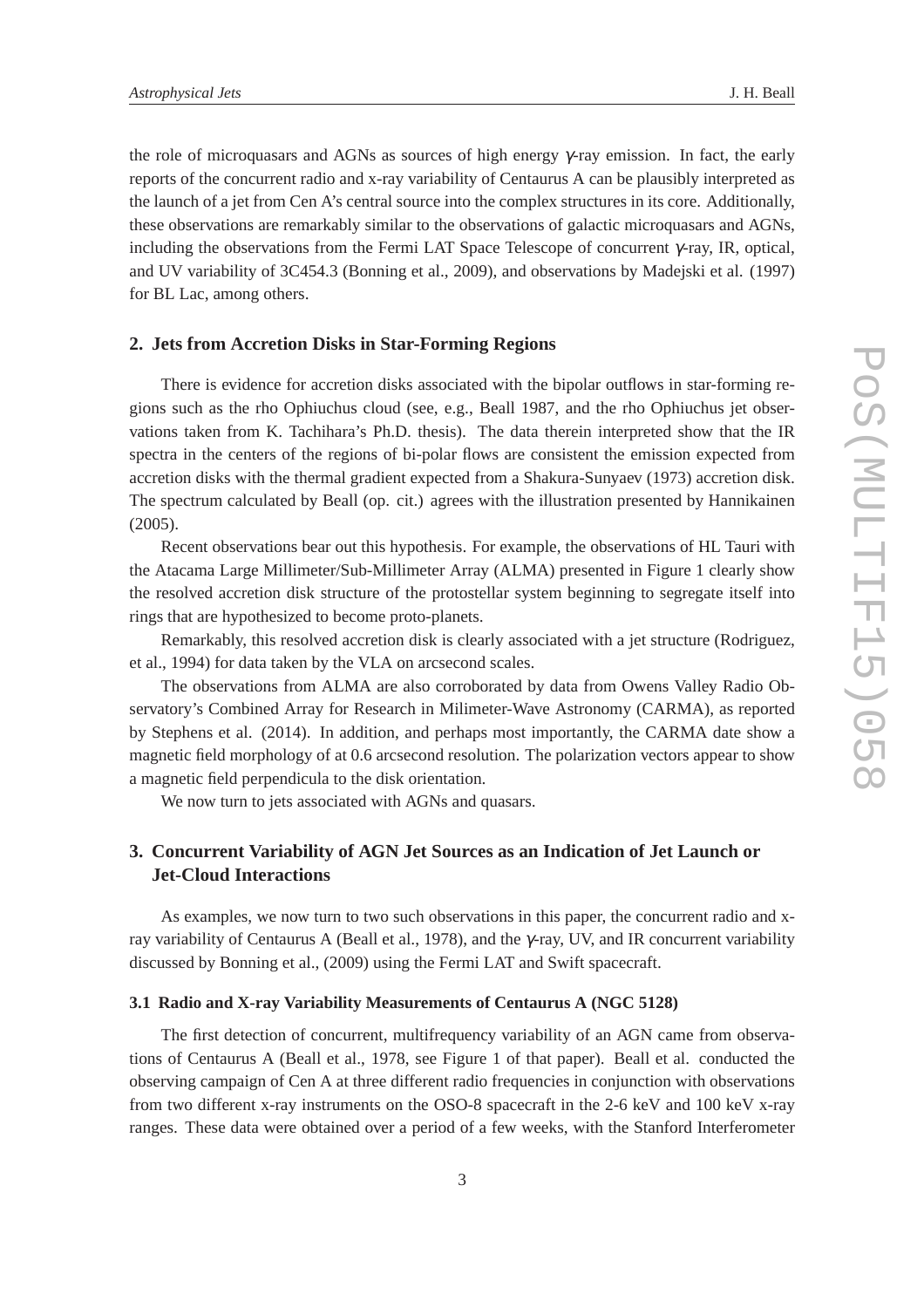the role of microquasars and AGNs as sources of high energy $\gamma$-ray emission. In fact, the early reports of the concurrent radio and x-ray variability of Centaurus A can be plausibly interpreted as the launch of a jet from Cen A's central source into the complex structures in its core. Additionally, these observations are remarkably similar to the observations of galactic microquasars and AGNs, including the observations from the Fermi LAT Space Telescope of concurrent $\gamma$-ray, IR, optical, and UV variability of 3C454.3 (Bonning et al., 2009), and observations by Madejski et al. (1997) for BL Lac, among others.

## 2. Jets from Accretion Disks in Star-Forming Regions

There is evidence for accretion disks associated with the bipolar outflows in star-forming regions such as the rho Ophiuchus cloud (see, e.g., Beall 1987, and the rho Ophiuchus jet observations taken from K. Tachihara's Ph.D. thesis). The data therein interpreted show that the IR spectra in the centers of the regions of bi-polar flows are consistent the emission expected from accretion disks with the thermal gradient expected from a Shakura-Sunyaev (1973) accretion disk. The spectrum calculated by Beall (op. cit.) agrees with the illustration presented by Hannikainen (2005).

Recent observations bear out this hypothesis. For example, the observations of HL Tauri with the Atacama Large Millimeter/Sub-Millimeter Array (ALMA) presented in Figure 1 clearly show the resolved accretion disk structure of the protostellar system beginning to segregate itself into rings that are hypothesized to become proto-planets.

Remarkably, this resolved accretion disk is clearly associated with a jet structure (Rodriguez, et al., 1994) for data taken by the VLA on arcsecond scales.

The observations from ALMA are also corroborated by data from Owens Valley Radio Observatory's Combined Array for Research in Milimeter-Wave Astronomy (CARMA), as reported by Stephens et al. (2014). In addition, and perhaps most importantly, the CARMA date show a magnetic field morphology of at 0.6 arcsecond resolution. The polarization vectors appear to show a magnetic field perpendicula to the disk orientation.

We now turn to jets associated with AGNs and quasars.

## 3. Concurrent Variability of AGN Jet Sources as an Indication of Jet Launch or Jet-Cloud Interactions

As examples, we now turn to two such observations in this paper, the concurrent radio and x-ray variability of Centaurus A (Beall et al., 1978), and the $\gamma$-ray, UV, and IR concurrent variability discussed by Bonning et al., (2009) using the Fermi LAT and Swift spacecraft.

### 3.1 Radio and X-ray Variability Measurements of Centaurus A (NGC 5128)

The first detection of concurrent, multifrequency variability of an AGN came from observations of Centaurus A (Beall et al., 1978, see Figure 1 of that paper). Beall et al. conducted the observing campaign of Cen A at three different radio frequencies in conjunction with observations from two different x-ray instruments on the OSO-8 spacecraft in the 2-6 keV and 100 keV x-ray ranges. These data were obtained over a period of a few weeks, with the Stanford Interferometer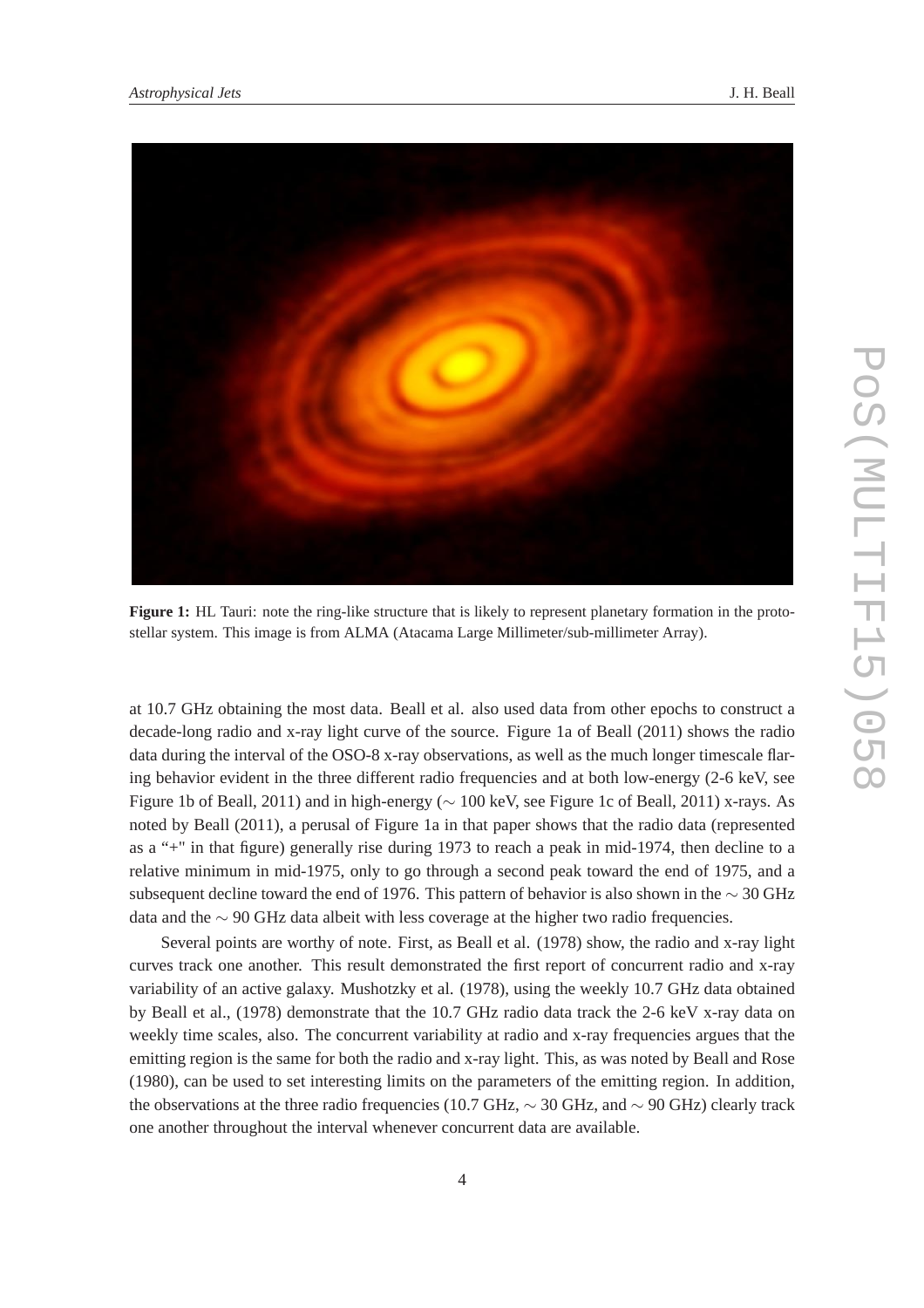**Figure 1:** HL Tauri: note the ring-like structure that is likely to represent planetary formation in the proto-stellar system. This image is from ALMA (Atacama Large Millimeter/sub-millimeter Array).

at 10.7 GHz obtaining the most data. Beall et al. also used data from other epochs to construct a decade-long radio and x-ray light curve of the source. Figure 1a of Beall (2011) shows the radio data during the interval of the OSO-8 x-ray observations, as well as the much longer timescale flaring behavior evident in the three different radio frequencies and at both low-energy (2-6 keV, see Figure 1b of Beall, 2011) and in high-energy ($\sim$ 100 keV, see Figure 1c of Beall, 2011) x-rays. As noted by Beall (2011), a perusal of Figure 1a in that paper shows that the radio data (represented as a "+" in that figure) generally rise during 1973 to reach a peak in mid-1974, then decline to a relative minimum in mid-1975, only to go through a second peak toward the end of 1975, and a subsequent decline toward the end of 1976. This pattern of behavior is also shown in the $\sim$ 30 GHz data and the $\sim$ 90 GHz data albeit with less coverage at the higher two radio frequencies.

Several points are worthy of note. First, as Beall et al. (1978) show, the radio and x-ray light curves track one another. This result demonstrated the first report of concurrent radio and x-ray variability of an active galaxy. Mushotzky et al. (1978), using the weekly 10.7 GHz data obtained by Beall et al., (1978) demonstrate that the 10.7 GHz radio data track the 2-6 keV x-ray data on weekly time scales, also. The concurrent variability at radio and x-ray frequencies argues that the emitting region is the same for both the radio and x-ray light. This, as was noted by Beall and Rose (1980), can be used to set interesting limits on the parameters of the emitting region. In addition, the observations at the three radio frequencies (10.7 GHz, $\sim$ 30 GHz, and $\sim$ 90 GHz) clearly track one another throughout the interval whenever concurrent data are available.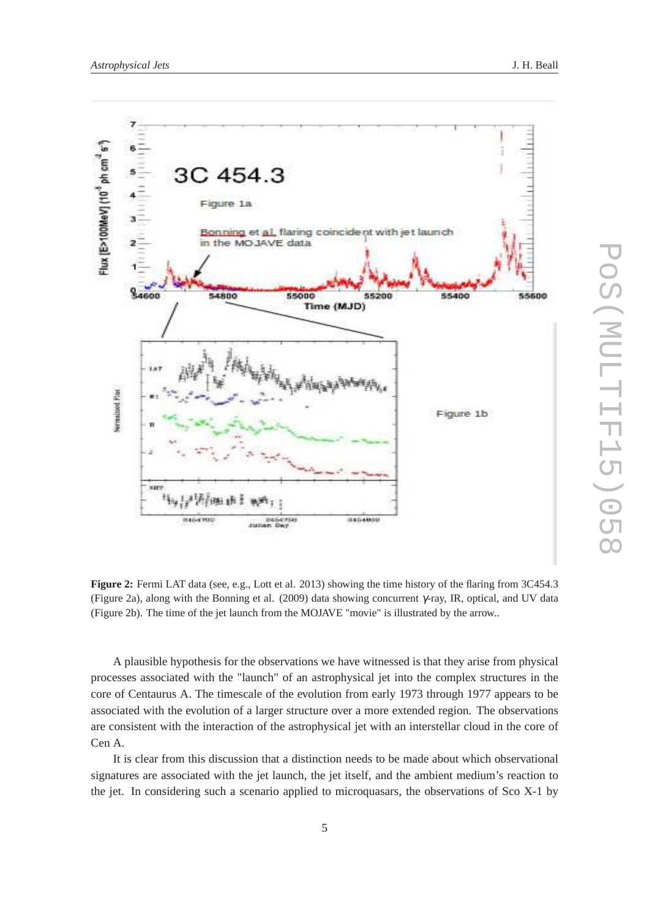**Figure 2:** Fermi LAT data (see, e.g., Lott et al. 2013) showing the time history of the flaring from 3C454.3 (Figure 2a), along with the Bonning et al. (2009) data showing concurrent $\gamma$-ray, IR, optical, and UV data (Figure 2b). The time of the jet launch from the MOJAVE "movie" is illustrated by the arrow..

A plausible hypothesis for the observations we have witnessed is that they arise from physical processes associated with the "launch" of an astrophysical jet into the complex structures in the core of Centaurus A. The timescale of the evolution from early 1973 through 1977 appears to be associated with the evolution of a larger structure over a more extended region. The observations are consistent with the interaction of the astrophysical jet with an interstellar cloud in the core of Cen A.

It is clear from this discussion that a distinction needs to be made about which observational signatures are associated with the jet launch, the jet itself, and the ambient medium's reaction to the jet. In considering such a scenario applied to microquasars, the observations of Sco X-1 by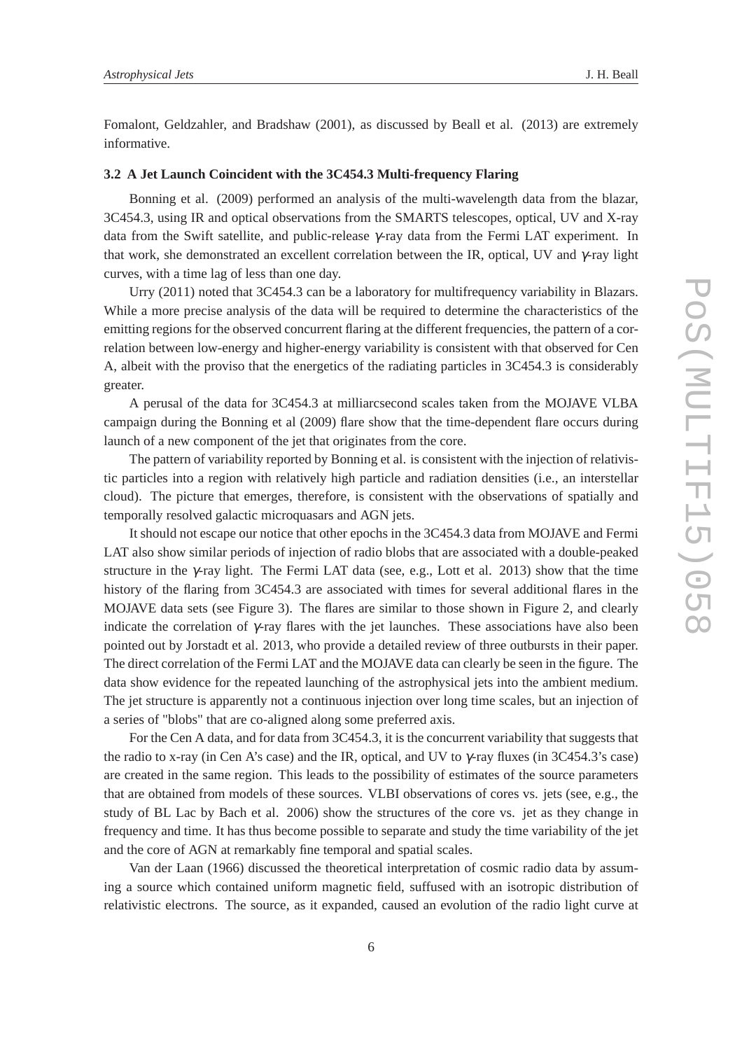Fomalont, Geldzahler, and Bradshaw (2001), as discussed by Beall et al. (2013) are extremely informative.

### 3.2 A Jet Launch Coincident with the 3C454.3 Multi-frequency Flaring

Bonning et al. (2009) performed an analysis of the multi-wavelength data from the blazar, 3C454.3, using IR and optical observations from the SMARTS telescopes, optical, UV and X-ray data from the Swift satellite, and public-release $\gamma$-ray data from the Fermi LAT experiment. In that work, she demonstrated an excellent correlation between the IR, optical, UV and $\gamma$-ray light curves, with a time lag of less than one day.

Urry (2011) noted that 3C454.3 can be a laboratory for multifrequency variability in Blazars. While a more precise analysis of the data will be required to determine the characteristics of the emitting regions for the observed concurrent flaring at the different frequencies, the pattern of a correlation between low-energy and higher-energy variability is consistent with that observed for Cen A, albeit with the proviso that the energetics of the radiating particles in 3C454.3 is considerably greater.

A perusal of the data for 3C454.3 at milliarcsecond scales taken from the MOJAVE VLBA campaign during the Bonning et al (2009) flare show that the time-dependent flare occurs during launch of a new component of the jet that originates from the core.

The pattern of variability reported by Bonning et al. is consistent with the injection of relativistic particles into a region with relatively high particle and radiation densities (i.e., an interstellar cloud). The picture that emerges, therefore, is consistent with the observations of spatially and temporally resolved galactic microquasars and AGN jets.

It should not escape our notice that other epochs in the 3C454.3 data from MOJAVE and Fermi LAT also show similar periods of injection of radio blobs that are associated with a double-peaked structure in the $\gamma$-ray light. The Fermi LAT data (see, e.g., Lott et al. 2013) show that the time history of the flaring from 3C454.3 are associated with times for several additional flares in the MOJAVE data sets (see Figure 3). The flares are similar to those shown in Figure 2, and clearly indicate the correlation of $\gamma$-ray flares with the jet launches. These associations have also been pointed out by Jorstadt et al. 2013, who provide a detailed review of three outbursts in their paper. The direct correlation of the Fermi LAT and the MOJAVE data can clearly be seen in the figure. The data show evidence for the repeated launching of the astrophysical jets into the ambient medium. The jet structure is apparently not a continuous injection over long time scales, but an injection of a series of "blobs" that are co-aligned along some preferred axis.

For the Cen A data, and for data from 3C454.3, it is the concurrent variability that suggests that the radio to x-ray (in Cen A's case) and the IR, optical, and UV to $\gamma$-ray fluxes (in 3C454.3's case) are created in the same region. This leads to the possibility of estimates of the source parameters that are obtained from models of these sources. VLBI observations of cores vs. jets (see, e.g., the study of BL Lac by Bach et al. 2006) show the structures of the core vs. jet as they change in frequency and time. It has thus become possible to separate and study the time variability of the jet and the core of AGN at remarkably fine temporal and spatial scales.

Van der Laan (1966) discussed the theoretical interpretation of cosmic radio data by assuming a source which contained uniform magnetic field, suffused with an isotropic distribution of relativistic electrons. The source, as it expanded, caused an evolution of the radio light curve at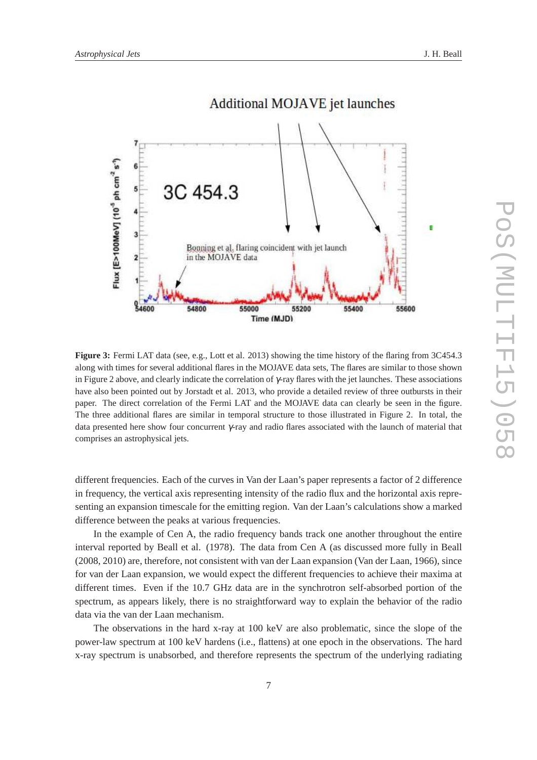**Figure 3:** Fermi LAT data (see, e.g., Lott et al. 2013) showing the time history of the flaring from 3C454.3 along with times for several additional flares in the MOJAVE data sets, The flares are similar to those shown in Figure 2 above, and clearly indicate the correlation of $\gamma$-ray flares with the jet launches. These associations have also been pointed out by Jorstadt et al. 2013, who provide a detailed review of three outbursts in their paper. The direct correlation of the Fermi LAT and the MOJAVE data can clearly be seen in the figure. The three additional flares are similar in temporal structure to those illustrated in Figure 2. In total, the data presented here show four concurrent $\gamma$-ray and radio flares associated with the launch of material that comprises an astrophysical jets.

different frequencies. Each of the curves in Van der Laan's paper represents a factor of 2 difference in frequency, the vertical axis representing intensity of the radio flux and the horizontal axis representing an expansion timescale for the emitting region. Van der Laan's calculations show a marked difference between the peaks at various frequencies.

In the example of Cen A, the radio frequency bands track one another throughout the entire interval reported by Beall et al. (1978). The data from Cen A (as discussed more fully in Beall (2008, 2010) are, therefore, not consistent with van der Laan expansion (Van der Laan, 1966), since for van der Laan expansion, we would expect the different frequencies to achieve their maxima at different times. Even if the 10.7 GHz data are in the synchrotron self-absorbed portion of the spectrum, as appears likely, there is no straightforward way to explain the behavior of the radio data via the van der Laan mechanism.

The observations in the hard x-ray at 100 keV are also problematic, since the slope of the power-law spectrum at 100 keV hardens (i.e., flattens) at one epoch in the observations. The hard x-ray spectrum is unabsorbed, and therefore represents the spectrum of the underlying radiating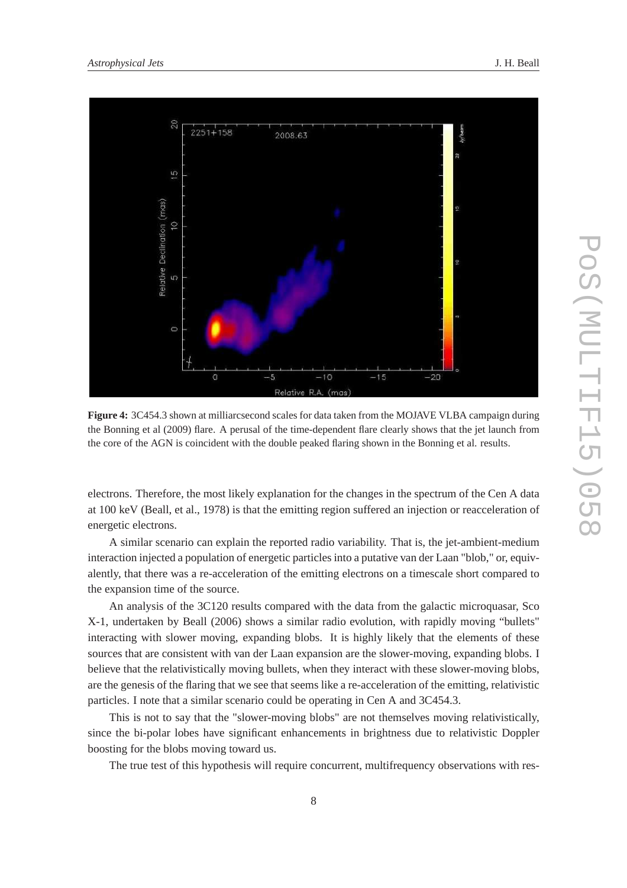**Figure 4:** 3C454.3 shown at milliarcsecond scales for data taken from the MOJAVE VLBA campaign during the Bonning et al (2009) flare. A perusal of the time-dependent flare clearly shows that the jet launch from the core of the AGN is coincident with the double peaked flaring shown in the Bonning et al. results.

electrons. Therefore, the most likely explanation for the changes in the spectrum of the Cen A data at 100 keV (Beall, et al., 1978) is that the emitting region suffered an injection or reacceleration of energetic electrons.

A similar scenario can explain the reported radio variability. That is, the jet-ambient-medium interaction injected a population of energetic particles into a putative van der Laan "blob," or, equivalently, that there was a re-acceleration of the emitting electrons on a timescale short compared to the expansion time of the source.

An analysis of the 3C120 results compared with the data from the galactic microquasar, Sco X-1, undertaken by Beall (2006) shows a similar radio evolution, with rapidly moving "bullets" interacting with slower moving, expanding blobs. It is highly likely that the elements of these sources that are consistent with van der Laan expansion are the slower-moving, expanding blobs. I believe that the relativistically moving bullets, when they interact with these slower-moving blobs, are the genesis of the flaring that we see that seems like a re-acceleration of the emitting, relativistic particles. I note that a similar scenario could be operating in Cen A and 3C454.3.

This is not to say that the "slower-moving blobs" are not themselves moving relativistically, since the bi-polar lobes have significant enhancements in brightness due to relativistic Doppler boosting for the blobs moving toward us.

The true test of this hypothesis will require concurrent, multifrequency observations with res-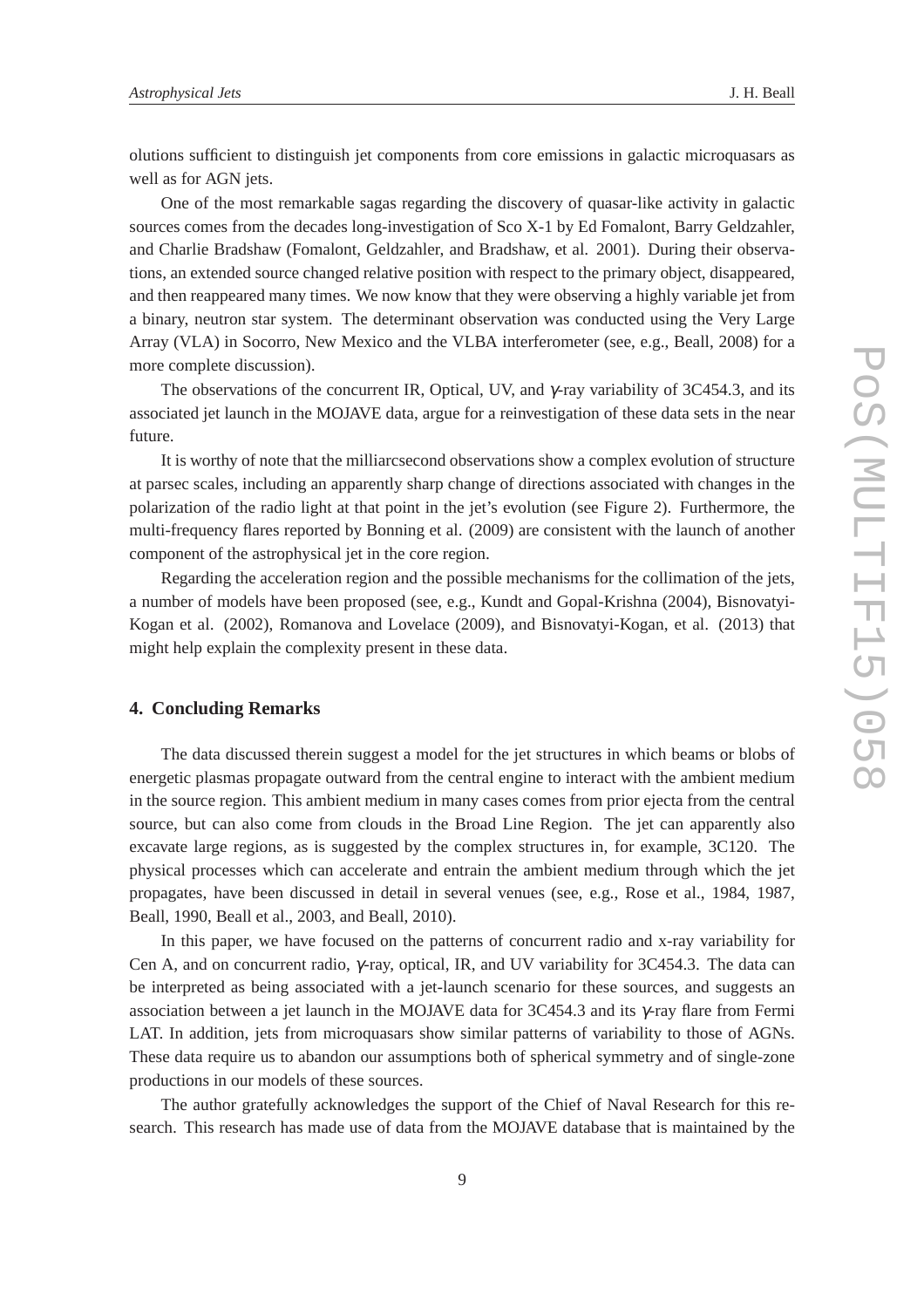olutions sufficient to distinguish jet components from core emissions in galactic microquasars as well as for AGN jets.

One of the most remarkable sagas regarding the discovery of quasar-like activity in galactic sources comes from the decades long-investigation of Sco X-1 by Ed Fomalont, Barry Geldzahler, and Charlie Bradshaw (Fomalont, Geldzahler, and Bradshaw, et al. 2001). During their observations, an extended source changed relative position with respect to the primary object, disappeared, and then reappeared many times. We now know that they were observing a highly variable jet from a binary, neutron star system. The determinant observation was conducted using the Very Large Array (VLA) in Socorro, New Mexico and the VLBA interferometer (see, e.g., Beall, 2008) for a more complete discussion).

The observations of the concurrent IR, Optical, UV, and $\gamma$-ray variability of 3C454.3, and its associated jet launch in the MOJAVE data, argue for a reinvestigation of these data sets in the near future.

It is worthy of note that the milliarcsecond observations show a complex evolution of structure at parsec scales, including an apparently sharp change of directions associated with changes in the polarization of the radio light at that point in the jet's evolution (see Figure 2). Furthermore, the multi-frequency flares reported by Bonning et al. (2009) are consistent with the launch of another component of the astrophysical jet in the core region.

Regarding the acceleration region and the possible mechanisms for the collimation of the jets, a number of models have been proposed (see, e.g., Kundt and Gopal-Krishna (2004), Bisnovatyi-Kogan et al. (2002), Romanova and Lovelace (2009), and Bisnovatyi-Kogan, et al. (2013) that might help explain the complexity present in these data.

## 4. Concluding Remarks

The data discussed therein suggest a model for the jet structures in which beams or blobs of energetic plasmas propagate outward from the central engine to interact with the ambient medium in the source region. This ambient medium in many cases comes from prior ejecta from the central source, but can also come from clouds in the Broad Line Region. The jet can apparently also excavate large regions, as is suggested by the complex structures in, for example, 3C120. The physical processes which can accelerate and entrain the ambient medium through which the jet propagates, have been discussed in detail in several venues (see, e.g., Rose et al., 1984, 1987, Beall, 1990, Beall et al., 2003, and Beall, 2010).

In this paper, we have focused on the patterns of concurrent radio and x-ray variability for Cen A, and on concurrent radio, $\gamma$-ray, optical, IR, and UV variability for 3C454.3. The data can be interpreted as being associated with a jet-launch scenario for these sources, and suggests an association between a jet launch in the MOJAVE data for 3C454.3 and its $\gamma$-ray flare from Fermi LAT. In addition, jets from microquasars show similar patterns of variability to those of AGNs. These data require us to abandon our assumptions both of spherical symmetry and of single-zone productions in our models of these sources.

The author gratefully acknowledges the support of the Chief of Naval Research for this research. This research has made use of data from the MOJAVE database that is maintained by the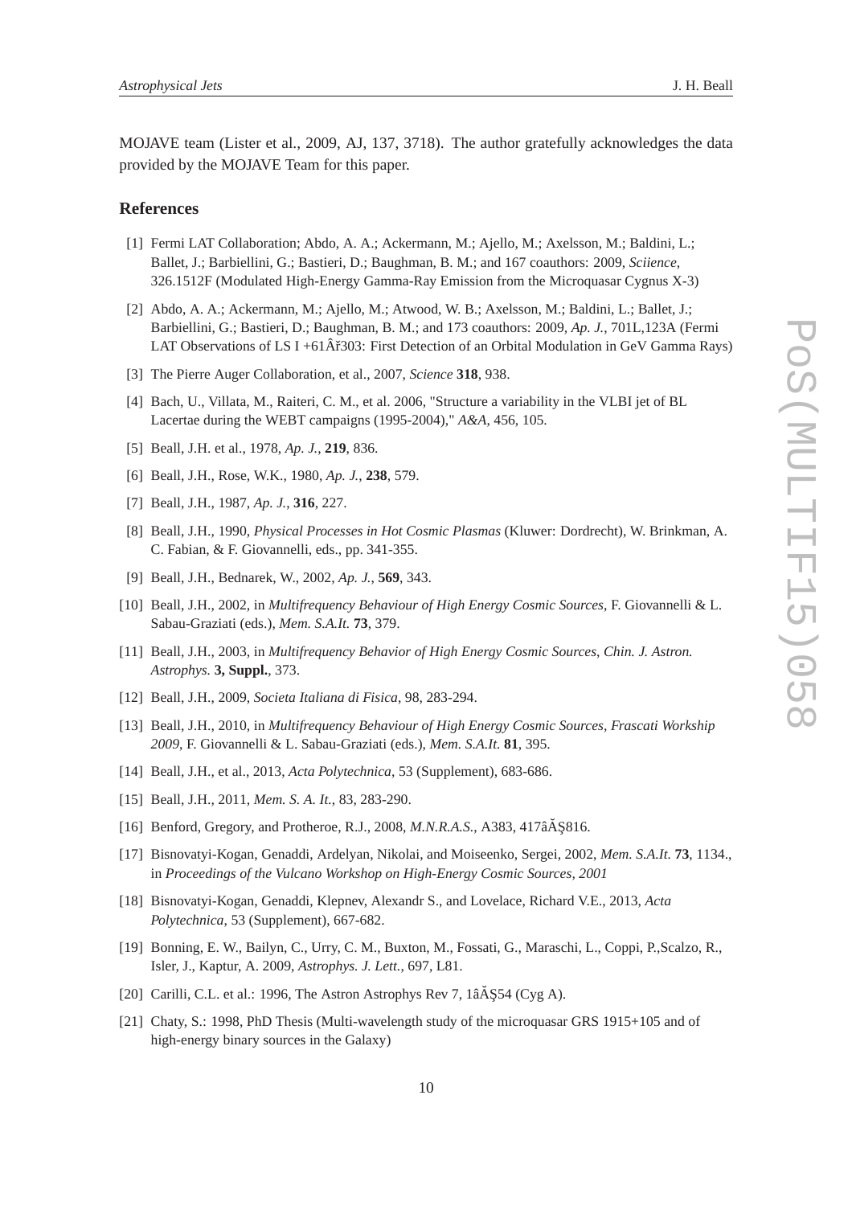MOJAVE team (Lister et al., 2009, AJ, 137, 3718). The author gratefully acknowledges the data provided by the MOJAVE Team for this paper.

## References

[1] Fermi LAT Collaboration; Abdo, A. A.; Ackermann, M.; Ajello, M.; Axelsson, M.; Baldini, L.; Ballet, J.; Barbiellini, G.; Bastieri, D.; Baughman, B. M.; and 167 coauthors: 2009, *Sciience*, 326.1512F (Modulated High-Energy Gamma-Ray Emission from the Microquasar Cygnus X-3)

[2] Abdo, A. A.; Ackermann, M.; Ajello, M.; Atwood, W. B.; Axelsson, M.; Baldini, L.; Ballet, J.; Barbiellini, G.; Bastieri, D.; Baughman, B. M.; and 173 coauthors: 2009, *Ap. J.*, 701L,123A (Fermi LAT Observations of LS I +61Âř303: First Detection of an Orbital Modulation in GeV Gamma Rays)

[3] The Pierre Auger Collaboration, et al., 2007, *Science* **318**, 938.

[4] Bach, U., Villata, M., Raiteri, C. M., et al. 2006, "Structure a variability in the VLBI jet of BL Lacertae during the WEBT campaigns (1995-2004)," *A&A*, 456, 105.

[5] Beall, J.H. et al., 1978, *Ap. J.*, **219**, 836.

[6] Beall, J.H., Rose, W.K., 1980, *Ap. J.*, **238**, 579.

[7] Beall, J.H., 1987, *Ap. J.*, **316**, 227.

[8] Beall, J.H., 1990, *Physical Processes in Hot Cosmic Plasmas* (Kluwer: Dordrecht), W. Brinkman, A. C. Fabian, & F. Giovannelli, eds., pp. 341-355.

[9] Beall, J.H., Bednarek, W., 2002, *Ap. J.*, **569**, 343.

[10] Beall, J.H., 2002, in *Multifrequency Behaviour of High Energy Cosmic Sources*, F. Giovannelli & L. Sabau-Graziati (eds.), *Mem. S.A.It.* **73**, 379.

[11] Beall, J.H., 2003, in *Multifrequency Behavior of High Energy Cosmic Sources*, *Chin. J. Astron. Astrophys.* **3, Suppl.**, 373.

[12] Beall, J.H., 2009, *Societa Italiana di Fisica*, 98, 283-294.

[13] Beall, J.H., 2010, in *Multifrequency Behaviour of High Energy Cosmic Sources, Frascati Workship 2009*, F. Giovannelli & L. Sabau-Graziati (eds.), *Mem. S.A.It.* **81**, 395.

[14] Beall, J.H., et al., 2013, *Acta Polytechnica*, 53 (Supplement), 683-686.

[15] Beall, J.H., 2011, *Mem. S. A. It.*, 83, 283-290.

[16] Benford, Gregory, and Protheroe, R.J., 2008, *M.N.R.A.S.*, A383, 417âĂŞ816.

[17] Bisnovatyi-Kogan, Genaddi, Ardelyan, Nikolai, and Moiseenko, Sergei, 2002, *Mem. S.A.It.* **73**, 1134., in *Proceedings of the Vulcano Workshop on High-Energy Cosmic Sources, 2001*

[18] Bisnovatyi-Kogan, Genaddi, Klepnev, Alexandr S., and Lovelace, Richard V.E., 2013, *Acta Polytechnica*, 53 (Supplement), 667-682.

[19] Bonning, E. W., Bailyn, C., Urry, C. M., Buxton, M., Fossati, G., Maraschi, L., Coppi, P.,Scalzo, R., Isler, J., Kaptur, A. 2009, *Astrophys. J. Lett.*, 697, L81.

[20] Carilli, C.L. et al.: 1996, The Astron Astrophys Rev 7, 1âĂŞ54 (Cyg A).

[21] Chaty, S.: 1998, PhD Thesis (Multi-wavelength study of the microquasar GRS 1915+105 and of high-energy binary sources in the Galaxy)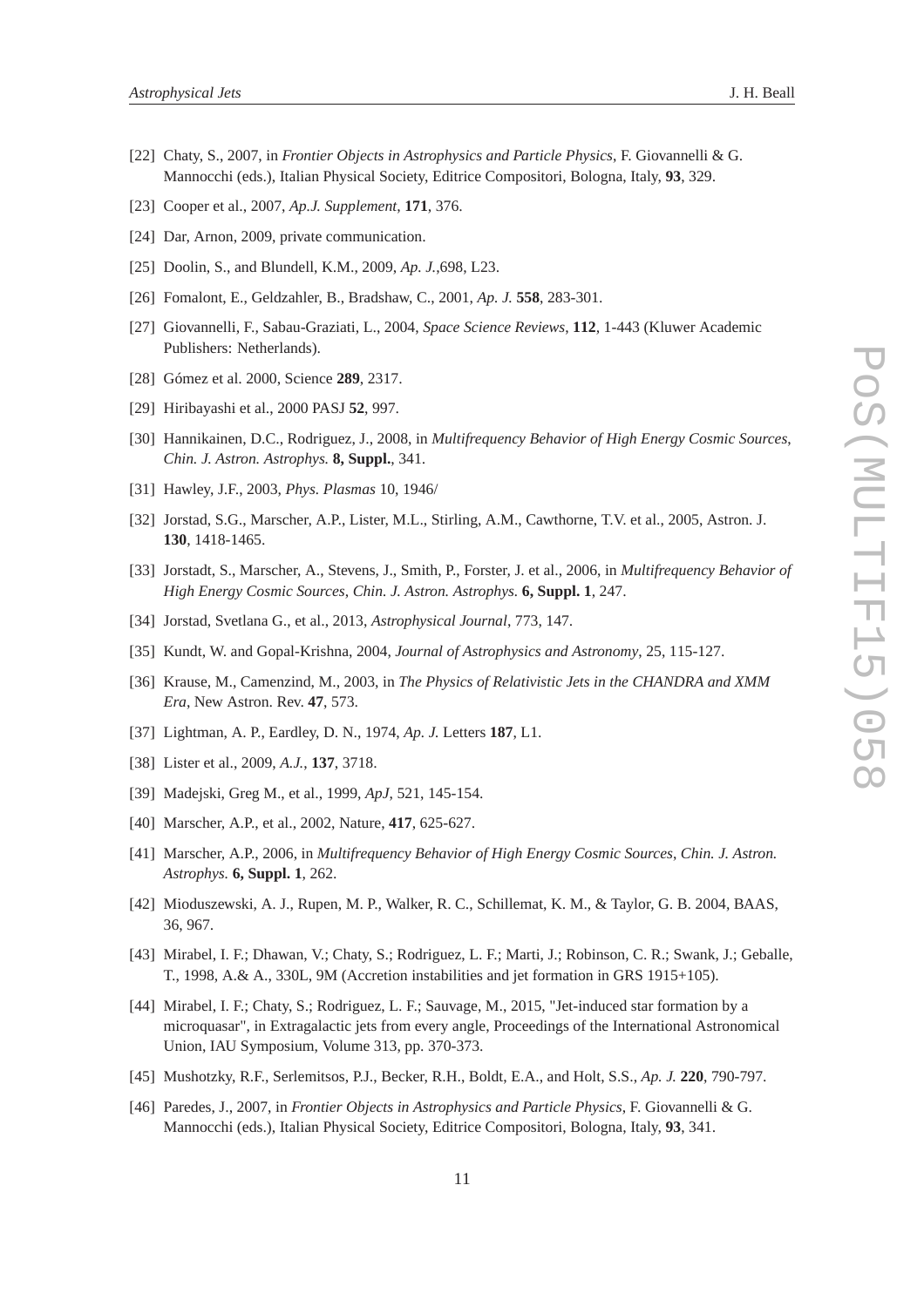[22] Chaty, S., 2007, in *Frontier Objects in Astrophysics and Particle Physics*, F. Giovannelli & G. Mannocchi (eds.), Italian Physical Society, Editrice Compositori, Bologna, Italy, **93**, 329.

[23] Cooper et al., 2007, *Ap.J. Supplement*, **171**, 376.

[24] Dar, Arnon, 2009, private communication.

[25] Doolin, S., and Blundell, K.M., 2009, *Ap. J.*,698, L23.

[26] Fomalont, E., Geldzahler, B., Bradshaw, C., 2001, *Ap. J.* **558**, 283-301.

[27] Giovannelli, F., Sabau-Graziati, L., 2004, *Space Science Reviews*, **112**, 1-443 (Kluwer Academic Publishers: Netherlands).

[28] Gómez et al. 2000, Science **289**, 2317.

[29] Hiribayashi et al., 2000 PASJ **52**, 997.

[30] Hannikainen, D.C., Rodriguez, J., 2008, in *Multifrequency Behavior of High Energy Cosmic Sources*, *Chin. J. Astron. Astrophys.* **8, Suppl.**, 341.

[31] Hawley, J.F., 2003, *Phys. Plasmas* 10, 1946/

[32] Jorstad, S.G., Marscher, A.P., Lister, M.L., Stirling, A.M., Cawthorne, T.V. et al., 2005, Astron. J. **130**, 1418-1465.

[33] Jorstadt, S., Marscher, A., Stevens, J., Smith, P., Forster, J. et al., 2006, in *Multifrequency Behavior of High Energy Cosmic Sources*, *Chin. J. Astron. Astrophys.* **6, Suppl. 1**, 247.

[34] Jorstad, Svetlana G., et al., 2013, *Astrophysical Journal*, 773, 147.

[35] Kundt, W. and Gopal-Krishna, 2004, *Journal of Astrophysics and Astronomy*, 25, 115-127.

[36] Krause, M., Camenzind, M., 2003, in *The Physics of Relativistic Jets in the CHANDRA and XMM Era*, New Astron. Rev. **47**, 573.

[37] Lightman, A. P., Eardley, D. N., 1974, *Ap. J.* Letters **187**, L1.

[38] Lister et al., 2009, *A.J.*, **137**, 3718.

[39] Madejski, Greg M., et al., 1999, *ApJ*, 521, 145-154.

[40] Marscher, A.P., et al., 2002, Nature, **417**, 625-627.

[41] Marscher, A.P., 2006, in *Multifrequency Behavior of High Energy Cosmic Sources*, *Chin. J. Astron. Astrophys.* **6, Suppl. 1**, 262.

[42] Mioduszewski, A. J., Rupen, M. P., Walker, R. C., Schillemat, K. M., & Taylor, G. B. 2004, BAAS, 36, 967.

[43] Mirabel, I. F.; Dhawan, V.; Chaty, S.; Rodriguez, L. F.; Marti, J.; Robinson, C. R.; Swank, J.; Geballe, T., 1998, A.& A., 330L, 9M (Accretion instabilities and jet formation in GRS 1915+105).

[44] Mirabel, I. F.; Chaty, S.; Rodriguez, L. F.; Sauvage, M., 2015, "Jet-induced star formation by a microquasar", in Extragalactic jets from every angle, Proceedings of the International Astronomical Union, IAU Symposium, Volume 313, pp. 370-373.

[45] Mushotzky, R.F., Serlemitsos, P.J., Becker, R.H., Boldt, E.A., and Holt, S.S., *Ap. J.* **220**, 790-797.

[46] Paredes, J., 2007, in *Frontier Objects in Astrophysics and Particle Physics*, F. Giovannelli & G. Mannocchi (eds.), Italian Physical Society, Editrice Compositori, Bologna, Italy, **93**, 341.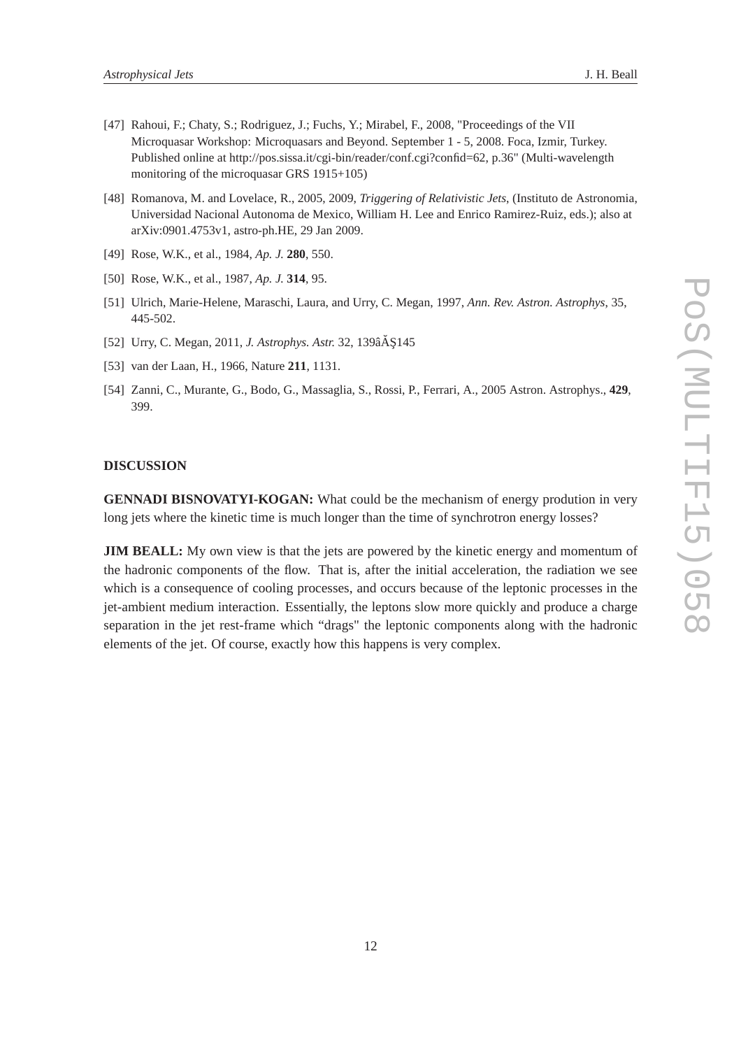[47] Rahoui, F.; Chaty, S.; Rodriguez, J.; Fuchs, Y.; Mirabel, F., 2008, "Proceedings of the VII Microquasar Workshop: Microquasars and Beyond. September 1 - 5, 2008. Foca, Izmir, Turkey. Published online at http://pos.sissa.it/cgi-bin/reader/conf.cgi?confid=62, p.36" (Multi-wavelength monitoring of the microquasar GRS 1915+105)

[48] Romanova, M. and Lovelace, R., 2005, 2009, *Triggering of Relativistic Jets*, (Instituto de Astronomia, Universidad Nacional Autonoma de Mexico, William H. Lee and Enrico Ramirez-Ruiz, eds.); also at arXiv:0901.4753v1, astro-ph.HE, 29 Jan 2009.

[49] Rose, W.K., et al., 1984, *Ap. J.* **280**, 550.

[50] Rose, W.K., et al., 1987, *Ap. J.* **314**, 95.

[51] Ulrich, Marie-Helene, Maraschi, Laura, and Urry, C. Megan, 1997, *Ann. Rev. Astron. Astrophys*, 35, 445-502.

[52] Urry, C. Megan, 2011, *J. Astrophys. Astr.* 32, 139âĂŞ145

[53] van der Laan, H., 1966, Nature **211**, 1131.

[54] Zanni, C., Murante, G., Bodo, G., Massaglia, S., Rossi, P., Ferrari, A., 2005 Astron. Astrophys., **429**, 399.

## DISCUSSION

**GENNADI BISNOVATYI-KOGAN:** What could be the mechanism of energy prodution in very long jets where the kinetic time is much longer than the time of synchrotron energy losses?

**JIM BEALL:** My own view is that the jets are powered by the kinetic energy and momentum of the hadronic components of the flow. That is, after the initial acceleration, the radiation we see which is a consequence of cooling processes, and occurs because of the leptonic processes in the jet-ambient medium interaction. Essentially, the leptons slow more quickly and produce a charge separation in the jet rest-frame which "drags" the leptonic components along with the hadronic elements of the jet. Of course, exactly how this happens is very complex.